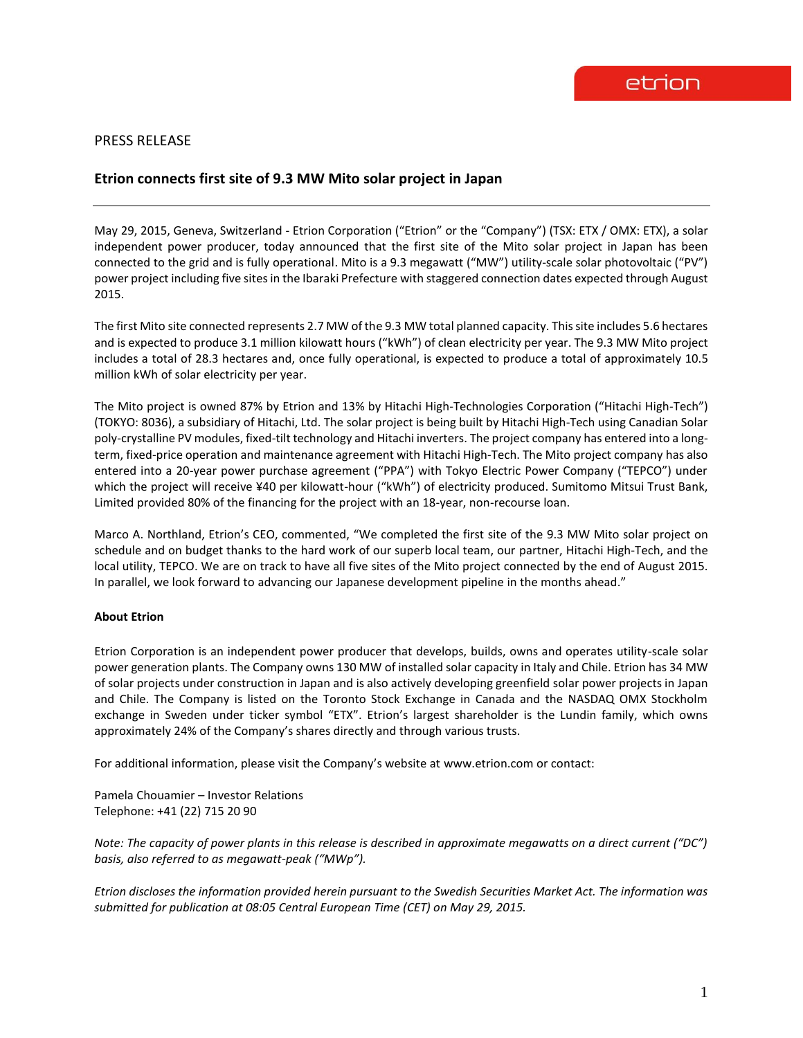PRESS RELEASE

## Etrion connects first site of 9.3 MW Mito solar project in Japan

---

May 29, 2015, Geneva, Switzerland - Etrion Corporation ("Etrion" or the "Company") (TSX: ETX / OMX: ETX), a solar independent power producer, today announced that the first site of the Mito solar project in Japan has been connected to the grid and is fully operational. Mito is a 9.3 megawatt ("MW") utility-scale solar photovoltaic ("PV") power project including five sites in the Ibaraki Prefecture with staggered connection dates expected through August 2015.

The first Mito site connected represents 2.7 MW of the 9.3 MW total planned capacity. This site includes 5.6 hectares and is expected to produce 3.1 million kilowatt hours ("kWh") of clean electricity per year. The 9.3 MW Mito project includes a total of 28.3 hectares and, once fully operational, is expected to produce a total of approximately 10.5 million kWh of solar electricity per year.

The Mito project is owned 87% by Etrion and 13% by Hitachi High-Technologies Corporation ("Hitachi High-Tech") (TOKYO: 8036), a subsidiary of Hitachi, Ltd. The solar project is being built by Hitachi High-Tech using Canadian Solar poly-crystalline PV modules, fixed-tilt technology and Hitachi inverters. The project company has entered into a long-term, fixed-price operation and maintenance agreement with Hitachi High-Tech. The Mito project company has also entered into a 20-year power purchase agreement ("PPA") with Tokyo Electric Power Company ("TEPCO") under which the project will receive ¥40 per kilowatt-hour ("kWh") of electricity produced. Sumitomo Mitsui Trust Bank, Limited provided 80% of the financing for the project with an 18-year, non-recourse loan.

Marco A. Northland, Etrion's CEO, commented, "We completed the first site of the 9.3 MW Mito solar project on schedule and on budget thanks to the hard work of our superb local team, our partner, Hitachi High-Tech, and the local utility, TEPCO. We are on track to have all five sites of the Mito project connected by the end of August 2015. In parallel, we look forward to advancing our Japanese development pipeline in the months ahead."

**About Etrion**

Etrion Corporation is an independent power producer that develops, builds, owns and operates utility-scale solar power generation plants. The Company owns 130 MW of installed solar capacity in Italy and Chile. Etrion has 34 MW of solar projects under construction in Japan and is also actively developing greenfield solar power projects in Japan and Chile. The Company is listed on the Toronto Stock Exchange in Canada and the NASDAQ OMX Stockholm exchange in Sweden under ticker symbol "ETX". Etrion's largest shareholder is the Lundin family, which owns approximately 24% of the Company's shares directly and through various trusts.

For additional information, please visit the Company's website at www.etrion.com or contact:

Pamela Chouamier – Investor Relations
Telephone: +41 (22) 715 20 90

*Note: The capacity of power plants in this release is described in approximate megawatts on a direct current ("DC") basis, also referred to as megawatt-peak ("MWp").*

*Etrion discloses the information provided herein pursuant to the Swedish Securities Market Act. The information was submitted for publication at 08:05 Central European Time (CET) on May 29, 2015.*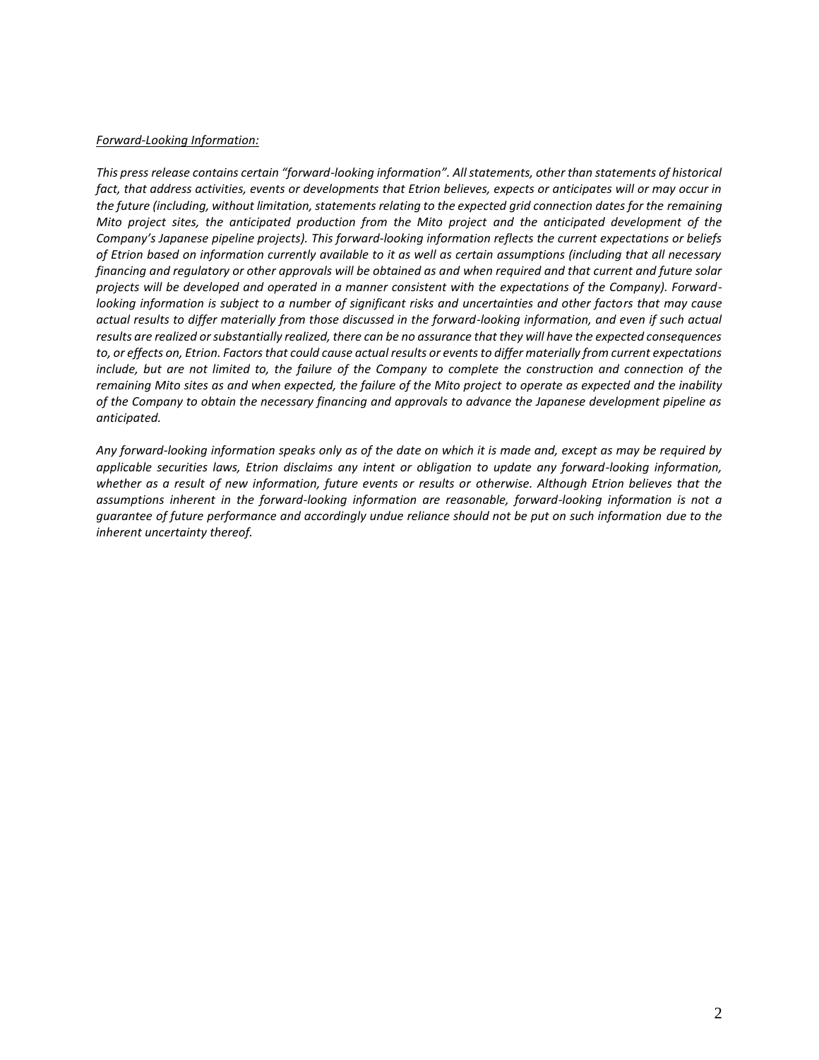*<u>Forward-Looking Information:</u>*

*This press release contains certain "forward-looking information". All statements, other than statements of historical fact, that address activities, events or developments that Etrion believes, expects or anticipates will or may occur in the future (including, without limitation, statements relating to the expected grid connection dates for the remaining Mito project sites, the anticipated production from the Mito project and the anticipated development of the Company's Japanese pipeline projects). This forward-looking information reflects the current expectations or beliefs of Etrion based on information currently available to it as well as certain assumptions (including that all necessary financing and regulatory or other approvals will be obtained as and when required and that current and future solar projects will be developed and operated in a manner consistent with the expectations of the Company). Forward-looking information is subject to a number of significant risks and uncertainties and other factors that may cause actual results to differ materially from those discussed in the forward-looking information, and even if such actual results are realized or substantially realized, there can be no assurance that they will have the expected consequences to, or effects on, Etrion. Factors that could cause actual results or events to differ materially from current expectations include, but are not limited to, the failure of the Company to complete the construction and connection of the remaining Mito sites as and when expected, the failure of the Mito project to operate as expected and the inability of the Company to obtain the necessary financing and approvals to advance the Japanese development pipeline as anticipated.*

*Any forward-looking information speaks only as of the date on which it is made and, except as may be required by applicable securities laws, Etrion disclaims any intent or obligation to update any forward-looking information, whether as a result of new information, future events or results or otherwise. Although Etrion believes that the assumptions inherent in the forward-looking information are reasonable, forward-looking information is not a guarantee of future performance and accordingly undue reliance should not be put on such information due to the inherent uncertainty thereof.*